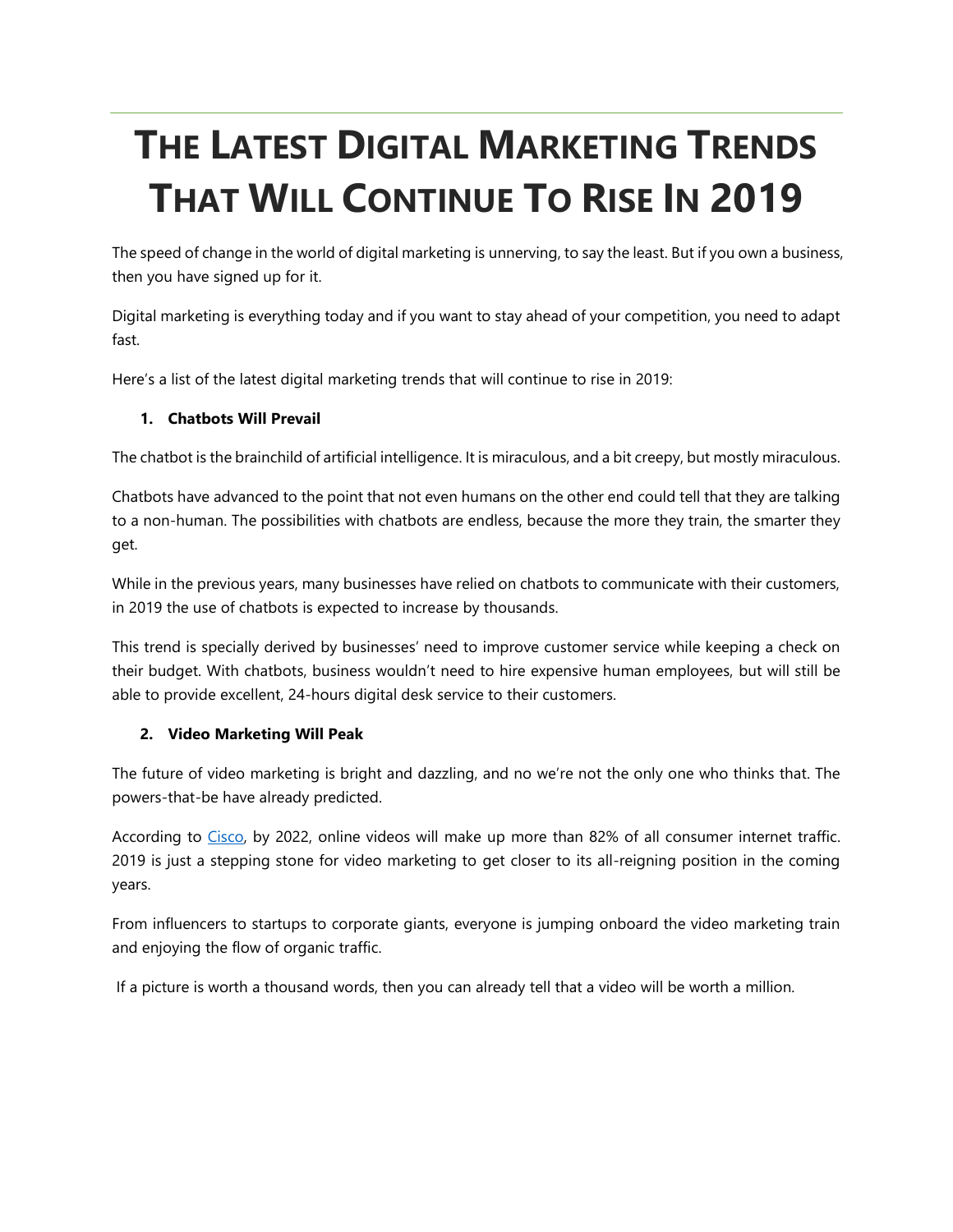# The Latest Digital Marketing Trends That Will Continue To Rise In 2019

The speed of change in the world of digital marketing is unnerving, to say the least. But if you own a business, then you have signed up for it.

Digital marketing is everything today and if you want to stay ahead of your competition, you need to adapt fast.

Here's a list of the latest digital marketing trends that will continue to rise in 2019:

1. **Chatbots Will Prevail**

The chatbot is the brainchild of artificial intelligence. It is miraculous, and a bit creepy, but mostly miraculous.

Chatbots have advanced to the point that not even humans on the other end could tell that they are talking to a non-human. The possibilities with chatbots are endless, because the more they train, the smarter they get.

While in the previous years, many businesses have relied on chatbots to communicate with their customers, in 2019 the use of chatbots is expected to increase by thousands.

This trend is specially derived by businesses' need to improve customer service while keeping a check on their budget. With chatbots, business wouldn't need to hire expensive human employees, but will still be able to provide excellent, 24-hours digital desk service to their customers.

2. **Video Marketing Will Peak**

The future of video marketing is bright and dazzling, and no we're not the only one who thinks that. The powers-that-be have already predicted.

According to Cisco, by 2022, online videos will make up more than 82% of all consumer internet traffic. 2019 is just a stepping stone for video marketing to get closer to its all-reigning position in the coming years.

From influencers to startups to corporate giants, everyone is jumping onboard the video marketing train and enjoying the flow of organic traffic.

If a picture is worth a thousand words, then you can already tell that a video will be worth a million.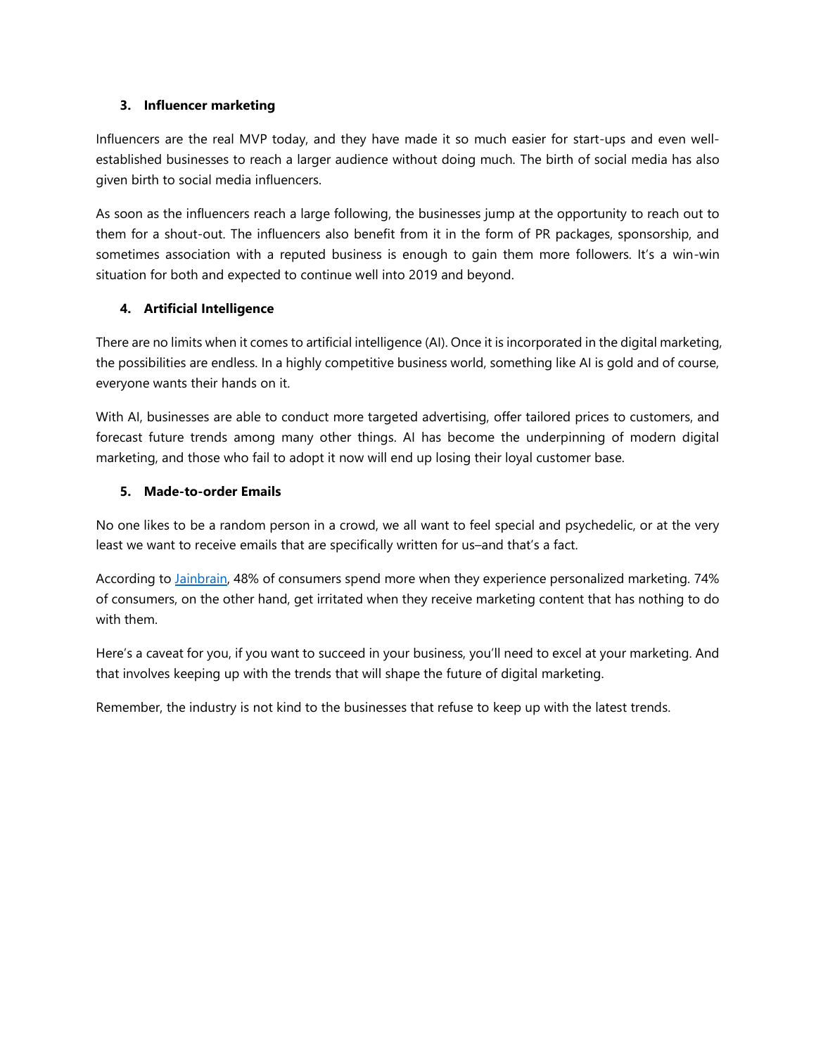### 3. Influencer marketing

Influencers are the real MVP today, and they have made it so much easier for start-ups and even well-established businesses to reach a larger audience without doing much. The birth of social media has also given birth to social media influencers.

As soon as the influencers reach a large following, the businesses jump at the opportunity to reach out to them for a shout-out. The influencers also benefit from it in the form of PR packages, sponsorship, and sometimes association with a reputed business is enough to gain them more followers. It's a win-win situation for both and expected to continue well into 2019 and beyond.

### 4. Artificial Intelligence

There are no limits when it comes to artificial intelligence (AI). Once it is incorporated in the digital marketing, the possibilities are endless. In a highly competitive business world, something like AI is gold and of course, everyone wants their hands on it.

With AI, businesses are able to conduct more targeted advertising, offer tailored prices to customers, and forecast future trends among many other things. AI has become the underpinning of modern digital marketing, and those who fail to adopt it now will end up losing their loyal customer base.

### 5. Made-to-order Emails

No one likes to be a random person in a crowd, we all want to feel special and psychedelic, or at the very least we want to receive emails that are specifically written for us–and that's a fact.

According to [Jainbrain](), 48% of consumers spend more when they experience personalized marketing. 74% of consumers, on the other hand, get irritated when they receive marketing content that has nothing to do with them.

Here's a caveat for you, if you want to succeed in your business, you'll need to excel at your marketing. And that involves keeping up with the trends that will shape the future of digital marketing.

Remember, the industry is not kind to the businesses that refuse to keep up with the latest trends.